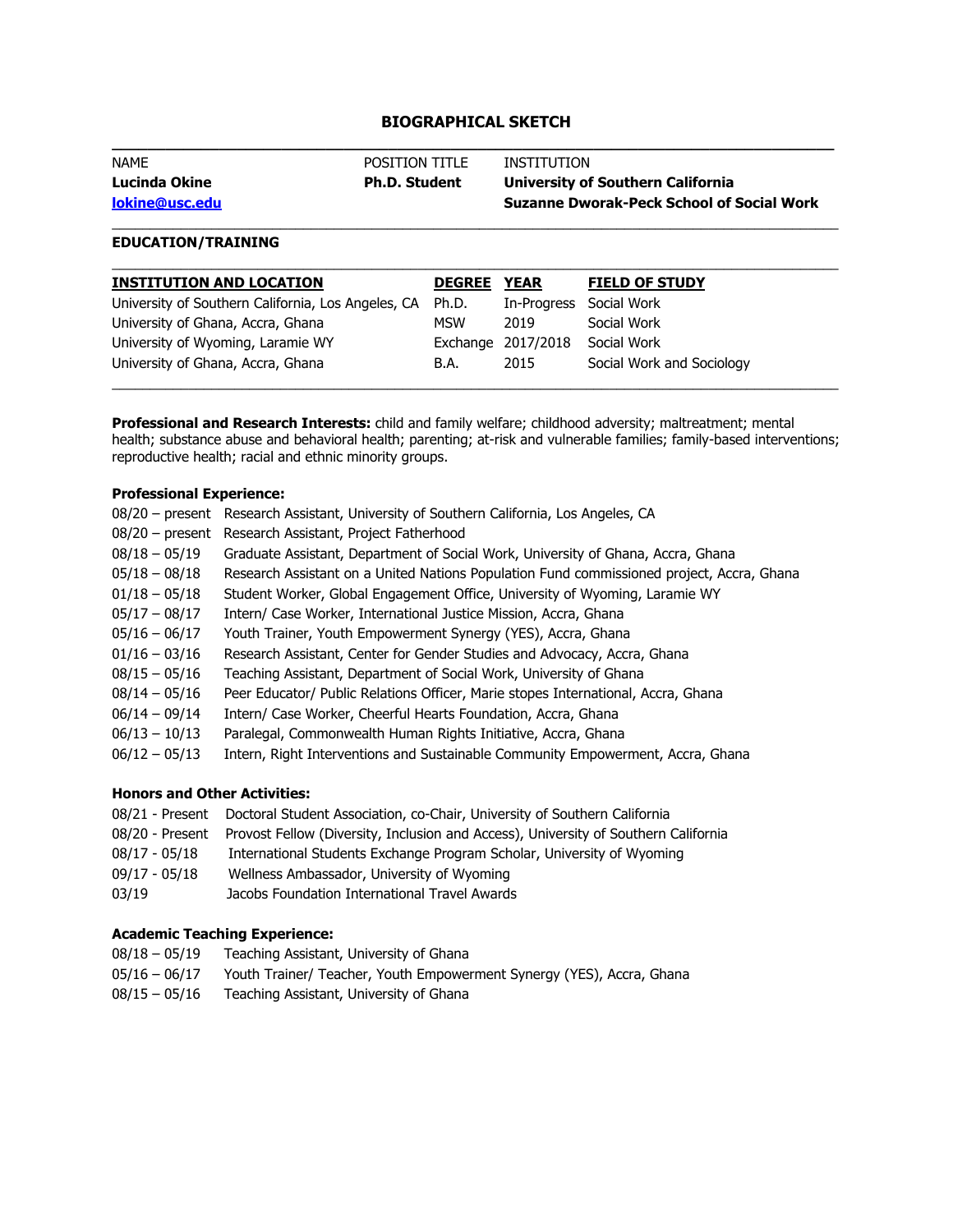# BIOGRAPHICAL SKETCH

| NAME | POSITION TITLE | INSTITUTION |
|---|---|---|
| **Lucinda Okine** | **Ph.D. Student** | **University of Southern California** |
| **lokine@usc.edu** | | **Suzanne Dworak-Peck School of Social Work** |

**EDUCATION/TRAINING**

| INSTITUTION AND LOCATION | DEGREE | YEAR | FIELD OF STUDY |
|---|---|---|---|
| University of Southern California, Los Angeles, CA | Ph.D. | In-Progress | Social Work |
| University of Ghana, Accra, Ghana | MSW | 2019 | Social Work |
| University of Wyoming, Laramie WY | Exchange | 2017/2018 | Social Work |
| University of Ghana, Accra, Ghana | B.A. | 2015 | Social Work and Sociology |

**Professional and Research Interests:** child and family welfare; childhood adversity; maltreatment; mental health; substance abuse and behavioral health; parenting; at-risk and vulnerable families; family-based interventions; reproductive health; racial and ethnic minority groups.

**Professional Experience:**

08/20 – present Research Assistant, University of Southern California, Los Angeles, CA
08/20 – present Research Assistant, Project Fatherhood
08/18 – 05/19 Graduate Assistant, Department of Social Work, University of Ghana, Accra, Ghana
05/18 – 08/18 Research Assistant on a United Nations Population Fund commissioned project, Accra, Ghana
01/18 – 05/18 Student Worker, Global Engagement Office, University of Wyoming, Laramie WY
05/17 – 08/17 Intern/ Case Worker, International Justice Mission, Accra, Ghana
05/16 – 06/17 Youth Trainer, Youth Empowerment Synergy (YES), Accra, Ghana
01/16 – 03/16 Research Assistant, Center for Gender Studies and Advocacy, Accra, Ghana
08/15 – 05/16 Teaching Assistant, Department of Social Work, University of Ghana
08/14 – 05/16 Peer Educator/ Public Relations Officer, Marie stopes International, Accra, Ghana
06/14 – 09/14 Intern/ Case Worker, Cheerful Hearts Foundation, Accra, Ghana
06/13 – 10/13 Paralegal, Commonwealth Human Rights Initiative, Accra, Ghana
06/12 – 05/13 Intern, Right Interventions and Sustainable Community Empowerment, Accra, Ghana

**Honors and Other Activities:**

08/21 - Present Doctoral Student Association, co-Chair, University of Southern California
08/20 - Present Provost Fellow (Diversity, Inclusion and Access), University of Southern California
08/17 - 05/18 International Students Exchange Program Scholar, University of Wyoming
09/17 - 05/18 Wellness Ambassador, University of Wyoming
03/19 Jacobs Foundation International Travel Awards

**Academic Teaching Experience:**

08/18 – 05/19 Teaching Assistant, University of Ghana
05/16 – 06/17 Youth Trainer/ Teacher, Youth Empowerment Synergy (YES), Accra, Ghana
08/15 – 05/16 Teaching Assistant, University of Ghana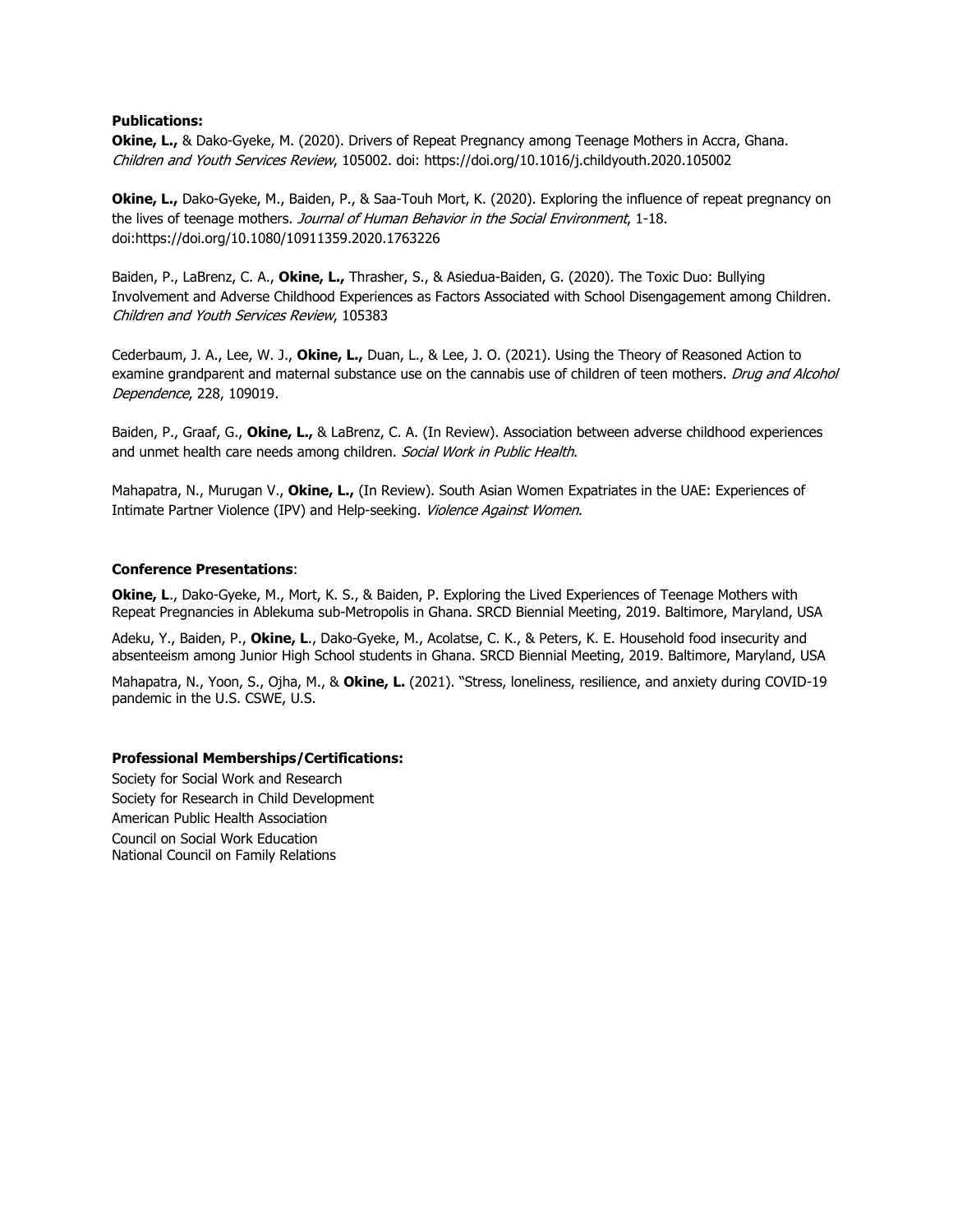**Publications:**

**Okine, L.,** & Dako-Gyeke, M. (2020). Drivers of Repeat Pregnancy among Teenage Mothers in Accra, Ghana. *Children and Youth Services Review*, 105002. doi: https://doi.org/10.1016/j.childyouth.2020.105002

**Okine, L.,** Dako-Gyeke, M., Baiden, P., & Saa-Touh Mort, K. (2020). Exploring the influence of repeat pregnancy on the lives of teenage mothers. *Journal of Human Behavior in the Social Environment*, 1-18. doi:https://doi.org/10.1080/10911359.2020.1763226

Baiden, P., LaBrenz, C. A., **Okine, L.,** Thrasher, S., & Asiedua-Baiden, G. (2020). The Toxic Duo: Bullying Involvement and Adverse Childhood Experiences as Factors Associated with School Disengagement among Children. *Children and Youth Services Review*, 105383

Cederbaum, J. A., Lee, W. J., **Okine, L.,** Duan, L., & Lee, J. O. (2021). Using the Theory of Reasoned Action to examine grandparent and maternal substance use on the cannabis use of children of teen mothers. *Drug and Alcohol Dependence*, 228, 109019.

Baiden, P., Graaf, G., **Okine, L.,** & LaBrenz, C. A. (In Review). Association between adverse childhood experiences and unmet health care needs among children. *Social Work in Public Health*.

Mahapatra, N., Murugan V., **Okine, L.,** (In Review). South Asian Women Expatriates in the UAE: Experiences of Intimate Partner Violence (IPV) and Help-seeking. *Violence Against Women*.

**Conference Presentations**:

**Okine, L**., Dako-Gyeke, M., Mort, K. S., & Baiden, P. Exploring the Lived Experiences of Teenage Mothers with Repeat Pregnancies in Ablekuma sub-Metropolis in Ghana. SRCD Biennial Meeting, 2019. Baltimore, Maryland, USA

Adeku, Y., Baiden, P., **Okine, L**., Dako-Gyeke, M., Acolatse, C. K., & Peters, K. E. Household food insecurity and absenteeism among Junior High School students in Ghana. SRCD Biennial Meeting, 2019. Baltimore, Maryland, USA

Mahapatra, N., Yoon, S., Ojha, M., & **Okine, L.** (2021). "Stress, loneliness, resilience, and anxiety during COVID-19 pandemic in the U.S. CSWE, U.S.

**Professional Memberships/Certifications:**

Society for Social Work and Research
Society for Research in Child Development
American Public Health Association
Council on Social Work Education
National Council on Family Relations